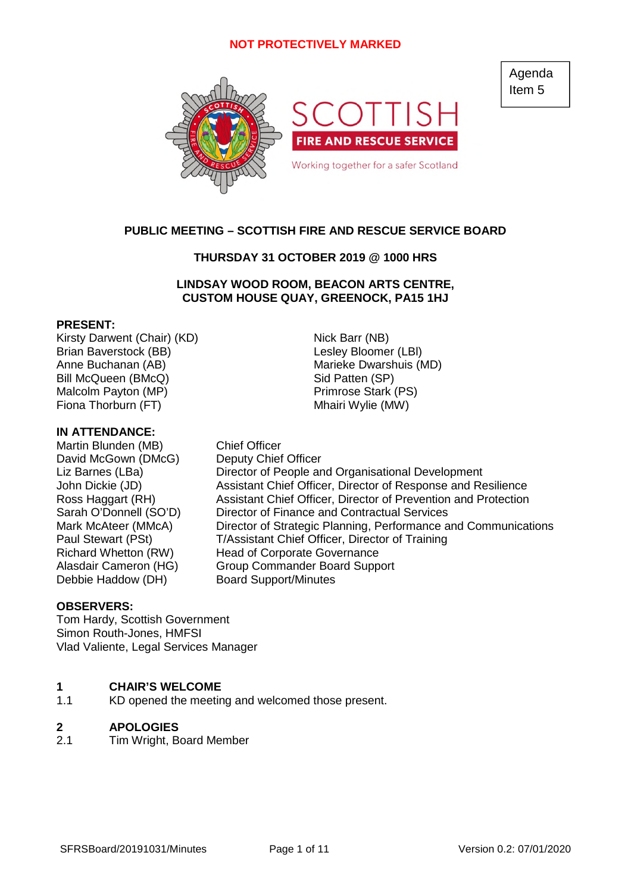NOT PROTECTIVELY MARKED

Agenda Item 5

SCOTTISH FIRE AND RESCUE SERVICE

Working together for a safer Scotland

**PUBLIC MEETING – SCOTTISH FIRE AND RESCUE SERVICE BOARD**

**THURSDAY 31 OCTOBER 2019 @ 1000 HRS**

**LINDSAY WOOD ROOM, BEACON ARTS CENTRE, CUSTOM HOUSE QUAY, GREENOCK, PA15 1HJ**

**PRESENT:**

Kirsty Darwent (Chair) (KD)
Brian Baverstock (BB)
Anne Buchanan (AB)
Bill McQueen (BMcQ)
Malcolm Payton (MP)
Fiona Thorburn (FT)
Nick Barr (NB)
Lesley Bloomer (LBl)
Marieke Dwarshuis (MD)
Sid Patten (SP)
Primrose Stark (PS)
Mhairi Wylie (MW)

**IN ATTENDANCE:**

| | |
|---|---|
| Martin Blunden (MB) | Chief Officer |
| David McGown (DMcG) | Deputy Chief Officer |
| Liz Barnes (LBa) | Director of People and Organisational Development |
| John Dickie (JD) | Assistant Chief Officer, Director of Response and Resilience |
| Ross Haggart (RH) | Assistant Chief Officer, Director of Prevention and Protection |
| Sarah O'Donnell (SO'D) | Director of Finance and Contractual Services |
| Mark McAteer (MMcA) | Director of Strategic Planning, Performance and Communications |
| Paul Stewart (PSt) | T/Assistant Chief Officer, Director of Training |
| Richard Whetton (RW) | Head of Corporate Governance |
| Alasdair Cameron (HG) | Group Commander Board Support |
| Debbie Haddow (DH) | Board Support/Minutes |

**OBSERVERS:**

Tom Hardy, Scottish Government
Simon Routh-Jones, HMFSI
Vlad Valiente, Legal Services Manager

**1 CHAIR'S WELCOME**

1.1 KD opened the meeting and welcomed those present.

**2 APOLOGIES**

2.1 Tim Wright, Board Member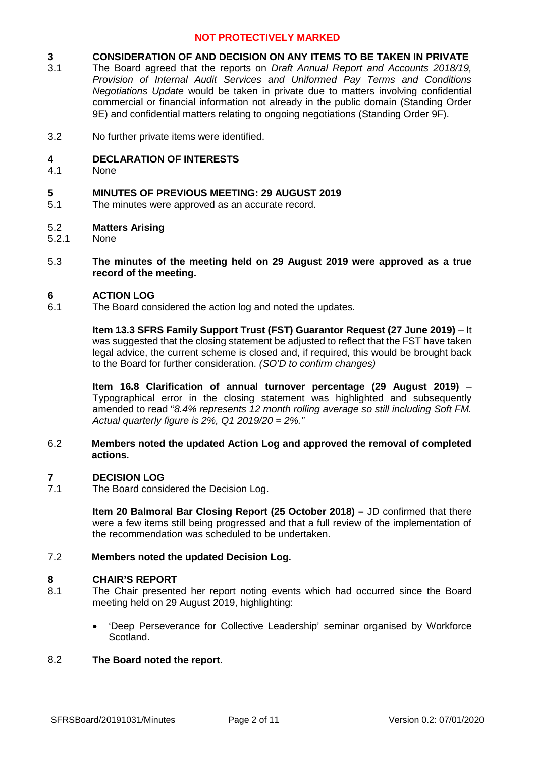NOT PROTECTIVELY MARKED

## 3 CONSIDERATION OF AND DECISION ON ANY ITEMS TO BE TAKEN IN PRIVATE

3.1 The Board agreed that the reports on *Draft Annual Report and Accounts 2018/19, Provision of Internal Audit Services and Uniformed Pay Terms and Conditions Negotiations Update* would be taken in private due to matters involving confidential commercial or financial information not already in the public domain (Standing Order 9E) and confidential matters relating to ongoing negotiations (Standing Order 9F).

3.2 No further private items were identified.

## 4 DECLARATION OF INTERESTS

4.1 None

## 5 MINUTES OF PREVIOUS MEETING: 29 AUGUST 2019

5.1 The minutes were approved as an accurate record.

5.2 **Matters Arising**

5.2.1 None

5.3 **The minutes of the meeting held on 29 August 2019 were approved as a true record of the meeting.**

## 6 ACTION LOG

6.1 The Board considered the action log and noted the updates.

**Item 13.3 SFRS Family Support Trust (FST) Guarantor Request (27 June 2019)** – It was suggested that the closing statement be adjusted to reflect that the FST have taken legal advice, the current scheme is closed and, if required, this would be brought back to the Board for further consideration. *(SO'D to confirm changes)*

**Item 16.8 Clarification of annual turnover percentage (29 August 2019)** – Typographical error in the closing statement was highlighted and subsequently amended to read "*8.4% represents 12 month rolling average so still including Soft FM. Actual quarterly figure is 2%, Q1 2019/20 = 2%."*

6.2 **Members noted the updated Action Log and approved the removal of completed actions.**

## 7 DECISION LOG

7.1 The Board considered the Decision Log.

**Item 20 Balmoral Bar Closing Report (25 October 2018) –** JD confirmed that there were a few items still being progressed and that a full review of the implementation of the recommendation was scheduled to be undertaken.

7.2 **Members noted the updated Decision Log.**

## 8 CHAIR'S REPORT

8.1 The Chair presented her report noting events which had occurred since the Board meeting held on 29 August 2019, highlighting:

- 'Deep Perseverance for Collective Leadership' seminar organised by Workforce Scotland.

8.2 **The Board noted the report.**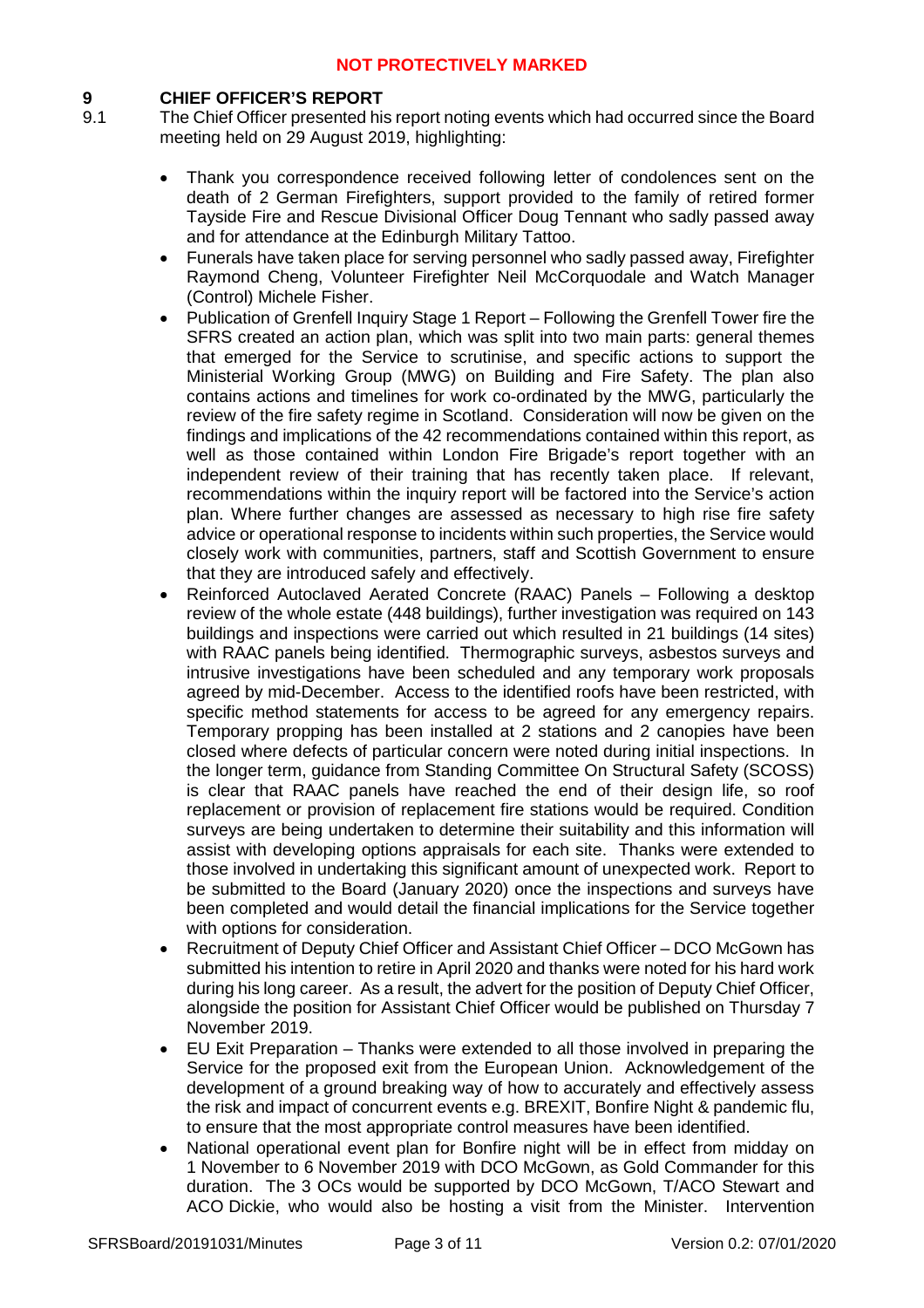**NOT PROTECTIVELY MARKED**

## 9 CHIEF OFFICER'S REPORT

9.1 The Chief Officer presented his report noting events which had occurred since the Board meeting held on 29 August 2019, highlighting:

- Thank you correspondence received following letter of condolences sent on the death of 2 German Firefighters, support provided to the family of retired former Tayside Fire and Rescue Divisional Officer Doug Tennant who sadly passed away and for attendance at the Edinburgh Military Tattoo.
- Funerals have taken place for serving personnel who sadly passed away, Firefighter Raymond Cheng, Volunteer Firefighter Neil McCorquodale and Watch Manager (Control) Michele Fisher.
- Publication of Grenfell Inquiry Stage 1 Report – Following the Grenfell Tower fire the SFRS created an action plan, which was split into two main parts: general themes that emerged for the Service to scrutinise, and specific actions to support the Ministerial Working Group (MWG) on Building and Fire Safety. The plan also contains actions and timelines for work co-ordinated by the MWG, particularly the review of the fire safety regime in Scotland. Consideration will now be given on the findings and implications of the 42 recommendations contained within this report, as well as those contained within London Fire Brigade's report together with an independent review of their training that has recently taken place. If relevant, recommendations within the inquiry report will be factored into the Service's action plan. Where further changes are assessed as necessary to high rise fire safety advice or operational response to incidents within such properties, the Service would closely work with communities, partners, staff and Scottish Government to ensure that they are introduced safely and effectively.
- Reinforced Autoclaved Aerated Concrete (RAAC) Panels – Following a desktop review of the whole estate (448 buildings), further investigation was required on 143 buildings and inspections were carried out which resulted in 21 buildings (14 sites) with RAAC panels being identified. Thermographic surveys, asbestos surveys and intrusive investigations have been scheduled and any temporary work proposals agreed by mid-December. Access to the identified roofs have been restricted, with specific method statements for access to be agreed for any emergency repairs. Temporary propping has been installed at 2 stations and 2 canopies have been closed where defects of particular concern were noted during initial inspections. In the longer term, guidance from Standing Committee On Structural Safety (SCOSS) is clear that RAAC panels have reached the end of their design life, so roof replacement or provision of replacement fire stations would be required. Condition surveys are being undertaken to determine their suitability and this information will assist with developing options appraisals for each site. Thanks were extended to those involved in undertaking this significant amount of unexpected work. Report to be submitted to the Board (January 2020) once the inspections and surveys have been completed and would detail the financial implications for the Service together with options for consideration.
- Recruitment of Deputy Chief Officer and Assistant Chief Officer – DCO McGown has submitted his intention to retire in April 2020 and thanks were noted for his hard work during his long career. As a result, the advert for the position of Deputy Chief Officer, alongside the position for Assistant Chief Officer would be published on Thursday 7 November 2019.
- EU Exit Preparation – Thanks were extended to all those involved in preparing the Service for the proposed exit from the European Union. Acknowledgement of the development of a ground breaking way of how to accurately and effectively assess the risk and impact of concurrent events e.g. BREXIT, Bonfire Night & pandemic flu, to ensure that the most appropriate control measures have been identified.
- National operational event plan for Bonfire night will be in effect from midday on 1 November to 6 November 2019 with DCO McGown, as Gold Commander for this duration. The 3 OCs would be supported by DCO McGown, T/ACO Stewart and ACO Dickie, who would also be hosting a visit from the Minister. Intervention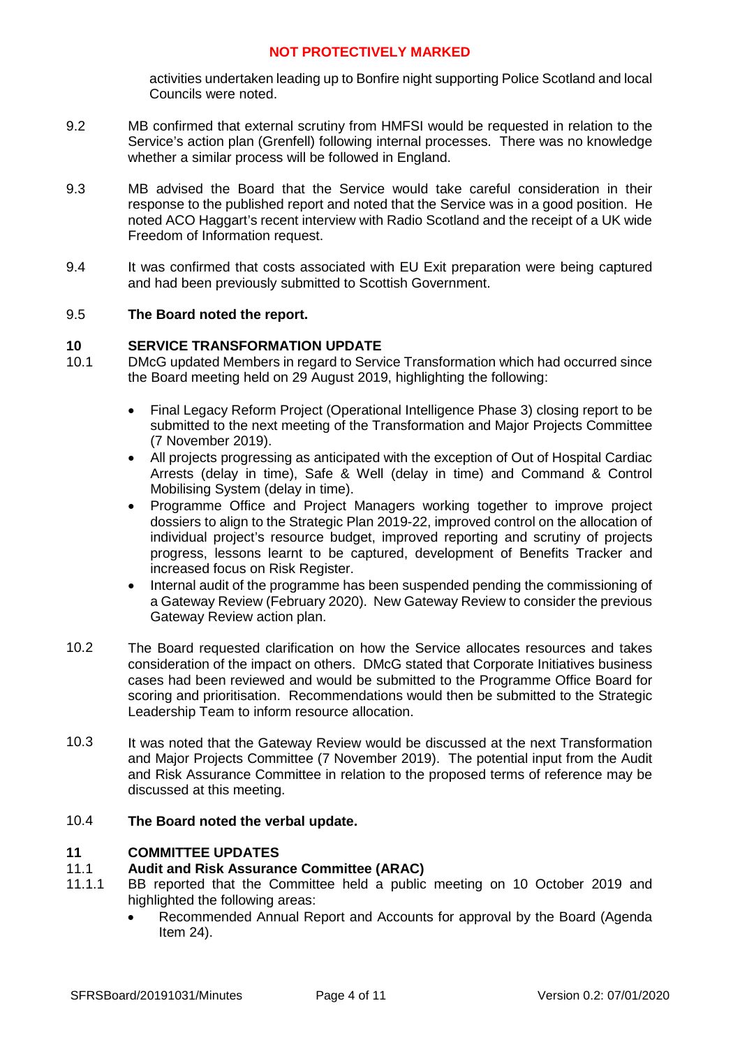activities undertaken leading up to Bonfire night supporting Police Scotland and local Councils were noted.

9.2 MB confirmed that external scrutiny from HMFSI would be requested in relation to the Service's action plan (Grenfell) following internal processes. There was no knowledge whether a similar process will be followed in England.

9.3 MB advised the Board that the Service would take careful consideration in their response to the published report and noted that the Service was in a good position. He noted ACO Haggart's recent interview with Radio Scotland and the receipt of a UK wide Freedom of Information request.

9.4 It was confirmed that costs associated with EU Exit preparation were being captured and had been previously submitted to Scottish Government.

9.5 **The Board noted the report.**

## 10 SERVICE TRANSFORMATION UPDATE

10.1 DMcG updated Members in regard to Service Transformation which had occurred since the Board meeting held on 29 August 2019, highlighting the following:

- Final Legacy Reform Project (Operational Intelligence Phase 3) closing report to be submitted to the next meeting of the Transformation and Major Projects Committee (7 November 2019).
- All projects progressing as anticipated with the exception of Out of Hospital Cardiac Arrests (delay in time), Safe & Well (delay in time) and Command & Control Mobilising System (delay in time).
- Programme Office and Project Managers working together to improve project dossiers to align to the Strategic Plan 2019-22, improved control on the allocation of individual project's resource budget, improved reporting and scrutiny of projects progress, lessons learnt to be captured, development of Benefits Tracker and increased focus on Risk Register.
- Internal audit of the programme has been suspended pending the commissioning of a Gateway Review (February 2020). New Gateway Review to consider the previous Gateway Review action plan.

10.2 The Board requested clarification on how the Service allocates resources and takes consideration of the impact on others. DMcG stated that Corporate Initiatives business cases had been reviewed and would be submitted to the Programme Office Board for scoring and prioritisation. Recommendations would then be submitted to the Strategic Leadership Team to inform resource allocation.

10.3 It was noted that the Gateway Review would be discussed at the next Transformation and Major Projects Committee (7 November 2019). The potential input from the Audit and Risk Assurance Committee in relation to the proposed terms of reference may be discussed at this meeting.

10.4 **The Board noted the verbal update.**

## 11 COMMITTEE UPDATES

### 11.1 Audit and Risk Assurance Committee (ARAC)

11.1.1 BB reported that the Committee held a public meeting on 10 October 2019 and highlighted the following areas:

- Recommended Annual Report and Accounts for approval by the Board (Agenda Item 24).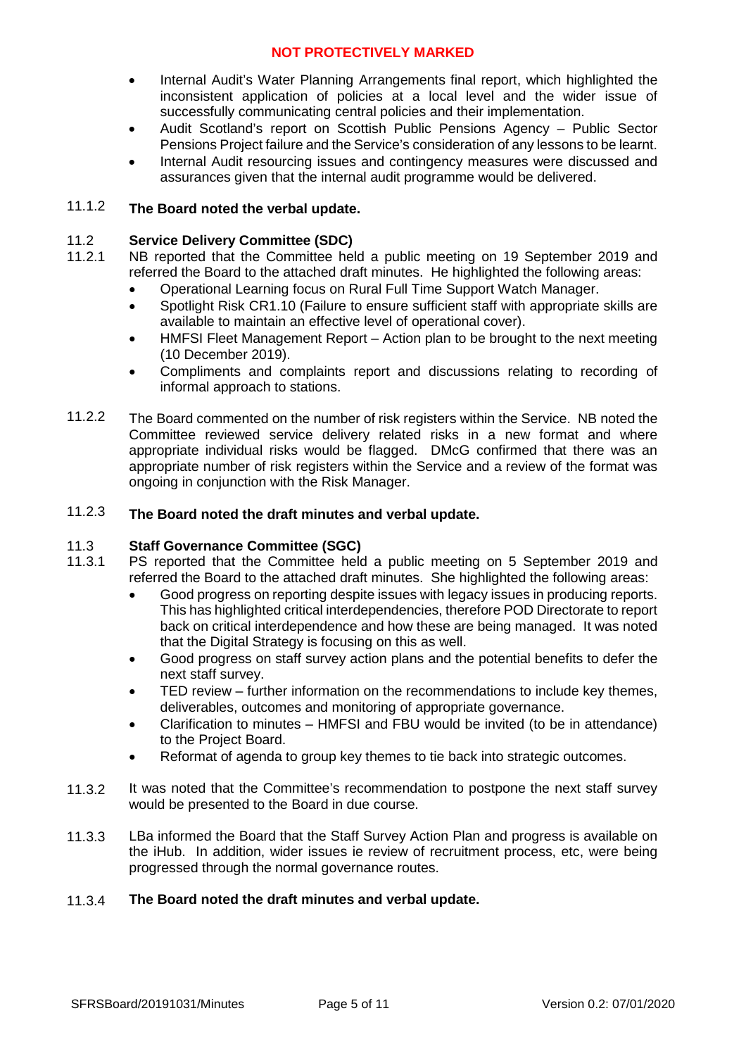- Internal Audit's Water Planning Arrangements final report, which highlighted the inconsistent application of policies at a local level and the wider issue of successfully communicating central policies and their implementation.
- Audit Scotland's report on Scottish Public Pensions Agency – Public Sector Pensions Project failure and the Service's consideration of any lessons to be learnt.
- Internal Audit resourcing issues and contingency measures were discussed and assurances given that the internal audit programme would be delivered.

11.1.2 **The Board noted the verbal update.**

### 11.2 Service Delivery Committee (SDC)

11.2.1 NB reported that the Committee held a public meeting on 19 September 2019 and referred the Board to the attached draft minutes. He highlighted the following areas:

- Operational Learning focus on Rural Full Time Support Watch Manager.
- Spotlight Risk CR1.10 (Failure to ensure sufficient staff with appropriate skills are available to maintain an effective level of operational cover).
- HMFSI Fleet Management Report – Action plan to be brought to the next meeting (10 December 2019).
- Compliments and complaints report and discussions relating to recording of informal approach to stations.

11.2.2 The Board commented on the number of risk registers within the Service. NB noted the Committee reviewed service delivery related risks in a new format and where appropriate individual risks would be flagged. DMcG confirmed that there was an appropriate number of risk registers within the Service and a review of the format was ongoing in conjunction with the Risk Manager.

11.2.3 **The Board noted the draft minutes and verbal update.**

### 11.3 Staff Governance Committee (SGC)

11.3.1 PS reported that the Committee held a public meeting on 5 September 2019 and referred the Board to the attached draft minutes. She highlighted the following areas:

- Good progress on reporting despite issues with legacy issues in producing reports. This has highlighted critical interdependencies, therefore POD Directorate to report back on critical interdependence and how these are being managed. It was noted that the Digital Strategy is focusing on this as well.
- Good progress on staff survey action plans and the potential benefits to defer the next staff survey.
- TED review – further information on the recommendations to include key themes, deliverables, outcomes and monitoring of appropriate governance.
- Clarification to minutes – HMFSI and FBU would be invited (to be in attendance) to the Project Board.
- Reformat of agenda to group key themes to tie back into strategic outcomes.

11.3.2 It was noted that the Committee's recommendation to postpone the next staff survey would be presented to the Board in due course.

11.3.3 LBa informed the Board that the Staff Survey Action Plan and progress is available on the iHub. In addition, wider issues ie review of recruitment process, etc, were being progressed through the normal governance routes.

11.3.4 **The Board noted the draft minutes and verbal update.**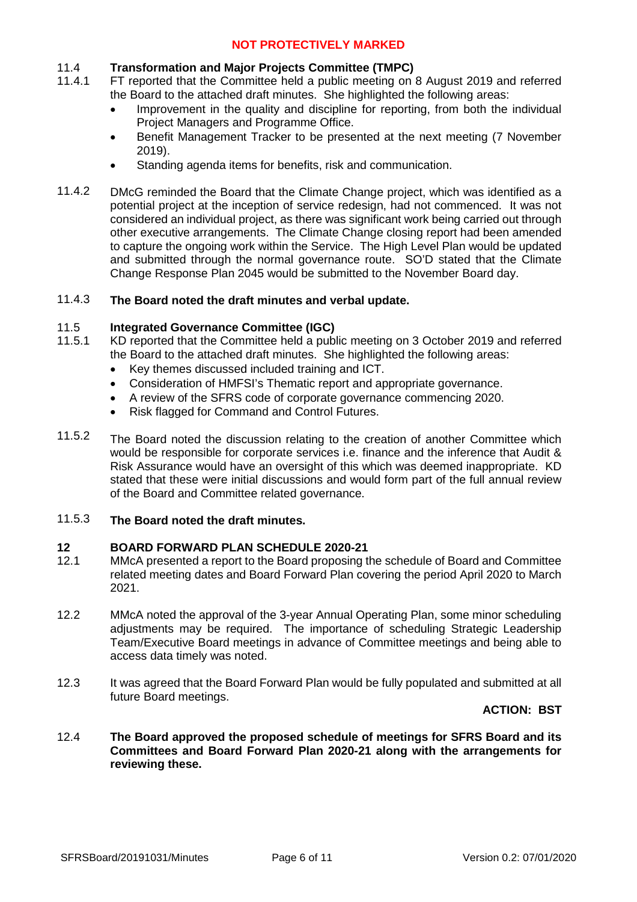NOT PROTECTIVELY MARKED

**11.4 Transformation and Major Projects Committee (TMPC)**

11.4.1 FT reported that the Committee held a public meeting on 8 August 2019 and referred the Board to the attached draft minutes. She highlighted the following areas:

- Improvement in the quality and discipline for reporting, from both the individual Project Managers and Programme Office.
- Benefit Management Tracker to be presented at the next meeting (7 November 2019).
- Standing agenda items for benefits, risk and communication.

11.4.2 DMcG reminded the Board that the Climate Change project, which was identified as a potential project at the inception of service redesign, had not commenced. It was not considered an individual project, as there was significant work being carried out through other executive arrangements. The Climate Change closing report had been amended to capture the ongoing work within the Service. The High Level Plan would be updated and submitted through the normal governance route. SO'D stated that the Climate Change Response Plan 2045 would be submitted to the November Board day.

11.4.3 **The Board noted the draft minutes and verbal update.**

**11.5 Integrated Governance Committee (IGC)**

11.5.1 KD reported that the Committee held a public meeting on 3 October 2019 and referred the Board to the attached draft minutes. She highlighted the following areas:

- Key themes discussed included training and ICT.
- Consideration of HMFSI's Thematic report and appropriate governance.
- A review of the SFRS code of corporate governance commencing 2020.
- Risk flagged for Command and Control Futures.

11.5.2 The Board noted the discussion relating to the creation of another Committee which would be responsible for corporate services i.e. finance and the inference that Audit & Risk Assurance would have an oversight of this which was deemed inappropriate. KD stated that these were initial discussions and would form part of the full annual review of the Board and Committee related governance.

11.5.3 **The Board noted the draft minutes.**

## 12 BOARD FORWARD PLAN SCHEDULE 2020-21

12.1 MMcA presented a report to the Board proposing the schedule of Board and Committee related meeting dates and Board Forward Plan covering the period April 2020 to March 2021.

12.2 MMcA noted the approval of the 3-year Annual Operating Plan, some minor scheduling adjustments may be required. The importance of scheduling Strategic Leadership Team/Executive Board meetings in advance of Committee meetings and being able to access data timely was noted.

12.3 It was agreed that the Board Forward Plan would be fully populated and submitted at all future Board meetings.

**ACTION: BST**

12.4 **The Board approved the proposed schedule of meetings for SFRS Board and its Committees and Board Forward Plan 2020-21 along with the arrangements for reviewing these.**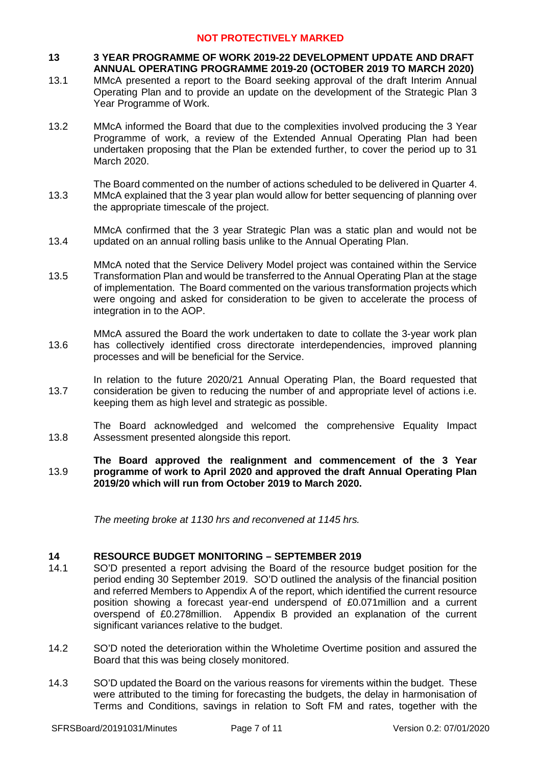**NOT PROTECTIVELY MARKED**

## 13 3 YEAR PROGRAMME OF WORK 2019-22 DEVELOPMENT UPDATE AND DRAFT ANNUAL OPERATING PROGRAMME 2019-20 (OCTOBER 2019 TO MARCH 2020)

13.1 MMcA presented a report to the Board seeking approval of the draft Interim Annual Operating Plan and to provide an update on the development of the Strategic Plan 3 Year Programme of Work.

13.2 MMcA informed the Board that due to the complexities involved producing the 3 Year Programme of work, a review of the Extended Annual Operating Plan had been undertaken proposing that the Plan be extended further, to cover the period up to 31 March 2020.

13.3 The Board commented on the number of actions scheduled to be delivered in Quarter 4. MMcA explained that the 3 year plan would allow for better sequencing of planning over the appropriate timescale of the project.

13.4 MMcA confirmed that the 3 year Strategic Plan was a static plan and would not be updated on an annual rolling basis unlike to the Annual Operating Plan.

13.5 MMcA noted that the Service Delivery Model project was contained within the Service Transformation Plan and would be transferred to the Annual Operating Plan at the stage of implementation. The Board commented on the various transformation projects which were ongoing and asked for consideration to be given to accelerate the process of integration in to the AOP.

13.6 MMcA assured the Board the work undertaken to date to collate the 3-year work plan has collectively identified cross directorate interdependencies, improved planning processes and will be beneficial for the Service.

13.7 In relation to the future 2020/21 Annual Operating Plan, the Board requested that consideration be given to reducing the number of and appropriate level of actions i.e. keeping them as high level and strategic as possible.

13.8 The Board acknowledged and welcomed the comprehensive Equality Impact Assessment presented alongside this report.

13.9 **The Board approved the realignment and commencement of the 3 Year programme of work to April 2020 and approved the draft Annual Operating Plan 2019/20 which will run from October 2019 to March 2020.**

*The meeting broke at 1130 hrs and reconvened at 1145 hrs.*

## 14 RESOURCE BUDGET MONITORING – SEPTEMBER 2019

14.1 SO'D presented a report advising the Board of the resource budget position for the period ending 30 September 2019. SO'D outlined the analysis of the financial position and referred Members to Appendix A of the report, which identified the current resource position showing a forecast year-end underspend of £0.071million and a current overspend of £0.278million. Appendix B provided an explanation of the current significant variances relative to the budget.

14.2 SO'D noted the deterioration within the Wholetime Overtime position and assured the Board that this was being closely monitored.

14.3 SO'D updated the Board on the various reasons for virements within the budget. These were attributed to the timing for forecasting the budgets, the delay in harmonisation of Terms and Conditions, savings in relation to Soft FM and rates, together with the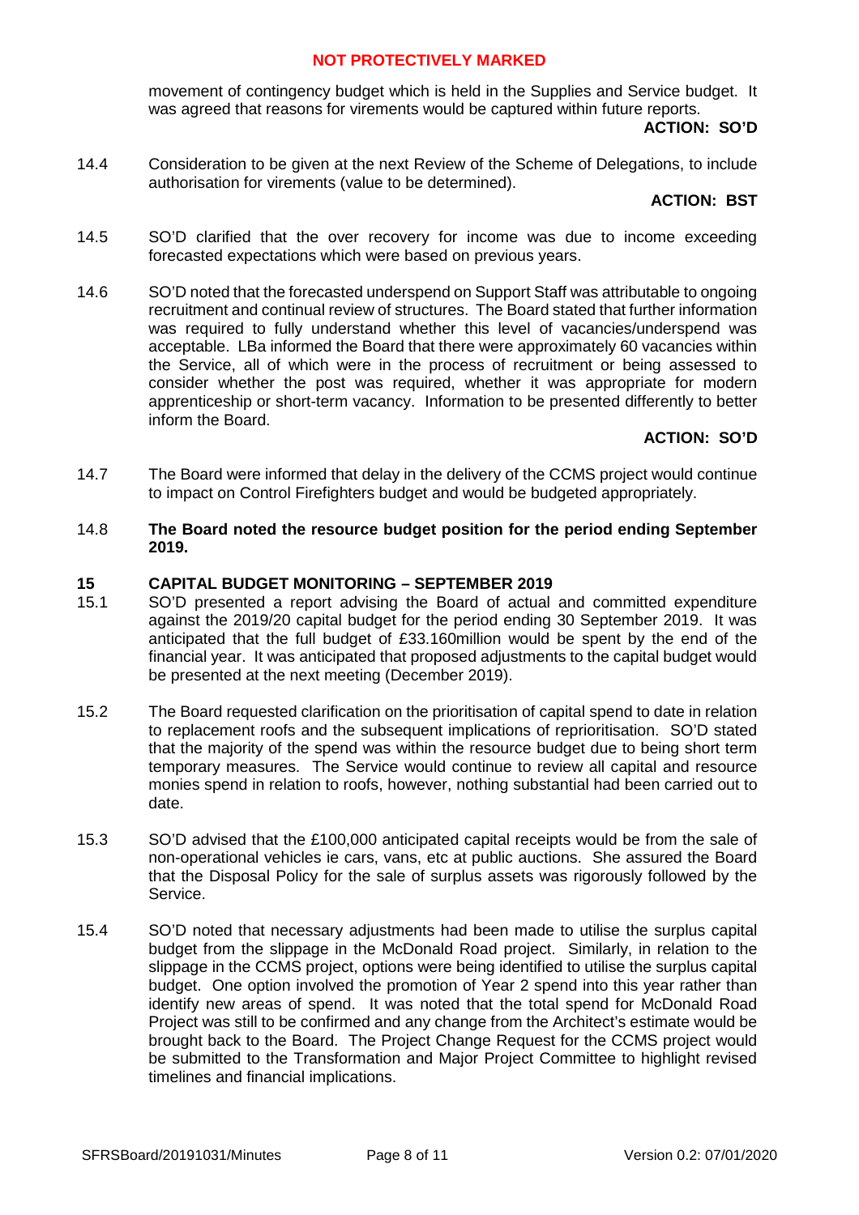movement of contingency budget which is held in the Supplies and Service budget. It was agreed that reasons for virements would be captured within future reports.

**ACTION: SO'D**

14.4 Consideration to be given at the next Review of the Scheme of Delegations, to include authorisation for virements (value to be determined).

**ACTION: BST**

14.5 SO'D clarified that the over recovery for income was due to income exceeding forecasted expectations which were based on previous years.

14.6 SO'D noted that the forecasted underspend on Support Staff was attributable to ongoing recruitment and continual review of structures. The Board stated that further information was required to fully understand whether this level of vacancies/underspend was acceptable. LBa informed the Board that there were approximately 60 vacancies within the Service, all of which were in the process of recruitment or being assessed to consider whether the post was required, whether it was appropriate for modern apprenticeship or short-term vacancy. Information to be presented differently to better inform the Board.

**ACTION: SO'D**

14.7 The Board were informed that delay in the delivery of the CCMS project would continue to impact on Control Firefighters budget and would be budgeted appropriately.

14.8 **The Board noted the resource budget position for the period ending September 2019.**

## 15 CAPITAL BUDGET MONITORING – SEPTEMBER 2019

15.1 SO'D presented a report advising the Board of actual and committed expenditure against the 2019/20 capital budget for the period ending 30 September 2019. It was anticipated that the full budget of £33.160million would be spent by the end of the financial year. It was anticipated that proposed adjustments to the capital budget would be presented at the next meeting (December 2019).

15.2 The Board requested clarification on the prioritisation of capital spend to date in relation to replacement roofs and the subsequent implications of reprioritisation. SO'D stated that the majority of the spend was within the resource budget due to being short term temporary measures. The Service would continue to review all capital and resource monies spend in relation to roofs, however, nothing substantial had been carried out to date.

15.3 SO'D advised that the £100,000 anticipated capital receipts would be from the sale of non-operational vehicles ie cars, vans, etc at public auctions. She assured the Board that the Disposal Policy for the sale of surplus assets was rigorously followed by the Service.

15.4 SO'D noted that necessary adjustments had been made to utilise the surplus capital budget from the slippage in the McDonald Road project. Similarly, in relation to the slippage in the CCMS project, options were being identified to utilise the surplus capital budget. One option involved the promotion of Year 2 spend into this year rather than identify new areas of spend. It was noted that the total spend for McDonald Road Project was still to be confirmed and any change from the Architect's estimate would be brought back to the Board. The Project Change Request for the CCMS project would be submitted to the Transformation and Major Project Committee to highlight revised timelines and financial implications.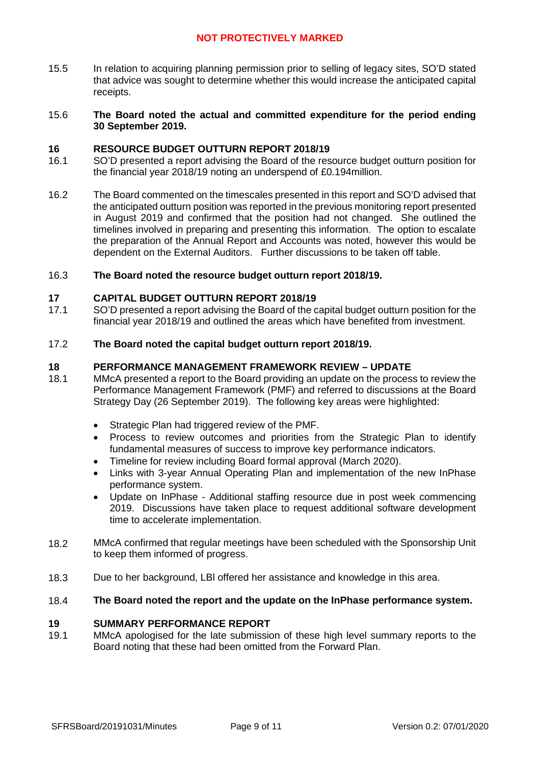15.5 In relation to acquiring planning permission prior to selling of legacy sites, SO'D stated that advice was sought to determine whether this would increase the anticipated capital receipts.

15.6 **The Board noted the actual and committed expenditure for the period ending 30 September 2019.**

## 16 RESOURCE BUDGET OUTTURN REPORT 2018/19

16.1 SO'D presented a report advising the Board of the resource budget outturn position for the financial year 2018/19 noting an underspend of £0.194million.

16.2 The Board commented on the timescales presented in this report and SO'D advised that the anticipated outturn position was reported in the previous monitoring report presented in August 2019 and confirmed that the position had not changed. She outlined the timelines involved in preparing and presenting this information. The option to escalate the preparation of the Annual Report and Accounts was noted, however this would be dependent on the External Auditors. Further discussions to be taken off table.

16.3 **The Board noted the resource budget outturn report 2018/19.**

## 17 CAPITAL BUDGET OUTTURN REPORT 2018/19

17.1 SO'D presented a report advising the Board of the capital budget outturn position for the financial year 2018/19 and outlined the areas which have benefited from investment.

17.2 **The Board noted the capital budget outturn report 2018/19.**

## 18 PERFORMANCE MANAGEMENT FRAMEWORK REVIEW – UPDATE

18.1 MMcA presented a report to the Board providing an update on the process to review the Performance Management Framework (PMF) and referred to discussions at the Board Strategy Day (26 September 2019). The following key areas were highlighted:

- Strategic Plan had triggered review of the PMF.
- Process to review outcomes and priorities from the Strategic Plan to identify fundamental measures of success to improve key performance indicators.
- Timeline for review including Board formal approval (March 2020).
- Links with 3-year Annual Operating Plan and implementation of the new InPhase performance system.
- Update on InPhase - Additional staffing resource due in post week commencing 2019. Discussions have taken place to request additional software development time to accelerate implementation.

18.2 MMcA confirmed that regular meetings have been scheduled with the Sponsorship Unit to keep them informed of progress.

18.3 Due to her background, LBl offered her assistance and knowledge in this area.

18.4 **The Board noted the report and the update on the InPhase performance system.**

## 19 SUMMARY PERFORMANCE REPORT

19.1 MMcA apologised for the late submission of these high level summary reports to the Board noting that these had been omitted from the Forward Plan.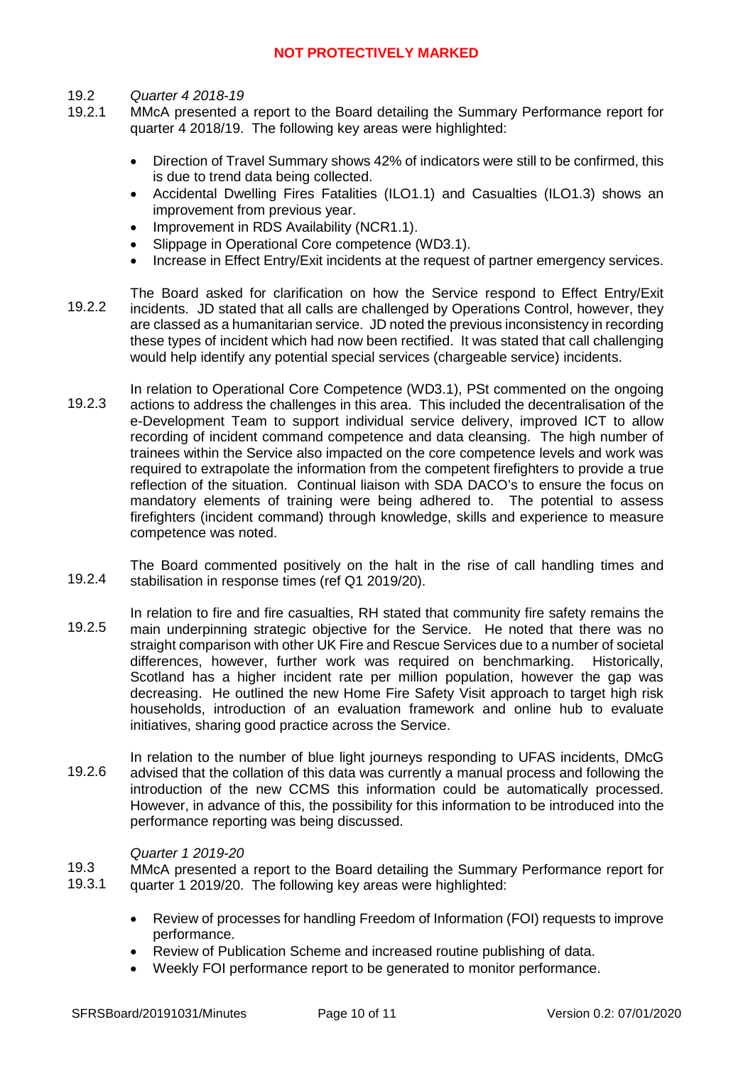19.2 *Quarter 4 2018-19*

19.2.1 MMcA presented a report to the Board detailing the Summary Performance report for quarter 4 2018/19. The following key areas were highlighted:

- Direction of Travel Summary shows 42% of indicators were still to be confirmed, this is due to trend data being collected.
- Accidental Dwelling Fires Fatalities (ILO1.1) and Casualties (ILO1.3) shows an improvement from previous year.
- Improvement in RDS Availability (NCR1.1).
- Slippage in Operational Core competence (WD3.1).
- Increase in Effect Entry/Exit incidents at the request of partner emergency services.

19.2.2 The Board asked for clarification on how the Service respond to Effect Entry/Exit incidents. JD stated that all calls are challenged by Operations Control, however, they are classed as a humanitarian service. JD noted the previous inconsistency in recording these types of incident which had now been rectified. It was stated that call challenging would help identify any potential special services (chargeable service) incidents.

19.2.3 In relation to Operational Core Competence (WD3.1), PSt commented on the ongoing actions to address the challenges in this area. This included the decentralisation of the e-Development Team to support individual service delivery, improved ICT to allow recording of incident command competence and data cleansing. The high number of trainees within the Service also impacted on the core competence levels and work was required to extrapolate the information from the competent firefighters to provide a true reflection of the situation. Continual liaison with SDA DACO's to ensure the focus on mandatory elements of training were being adhered to. The potential to assess firefighters (incident command) through knowledge, skills and experience to measure competence was noted.

19.2.4 The Board commented positively on the halt in the rise of call handling times and stabilisation in response times (ref Q1 2019/20).

19.2.5 In relation to fire and fire casualties, RH stated that community fire safety remains the main underpinning strategic objective for the Service. He noted that there was no straight comparison with other UK Fire and Rescue Services due to a number of societal differences, however, further work was required on benchmarking. Historically, Scotland has a higher incident rate per million population, however the gap was decreasing. He outlined the new Home Fire Safety Visit approach to target high risk households, introduction of an evaluation framework and online hub to evaluate initiatives, sharing good practice across the Service.

19.2.6 In relation to the number of blue light journeys responding to UFAS incidents, DMcG advised that the collation of this data was currently a manual process and following the introduction of the new CCMS this information could be automatically processed. However, in advance of this, the possibility for this information to be introduced into the performance reporting was being discussed.

19.3 *Quarter 1 2019-20*

19.3.1 MMcA presented a report to the Board detailing the Summary Performance report for quarter 1 2019/20. The following key areas were highlighted:

- Review of processes for handling Freedom of Information (FOI) requests to improve performance.
- Review of Publication Scheme and increased routine publishing of data.
- Weekly FOI performance report to be generated to monitor performance.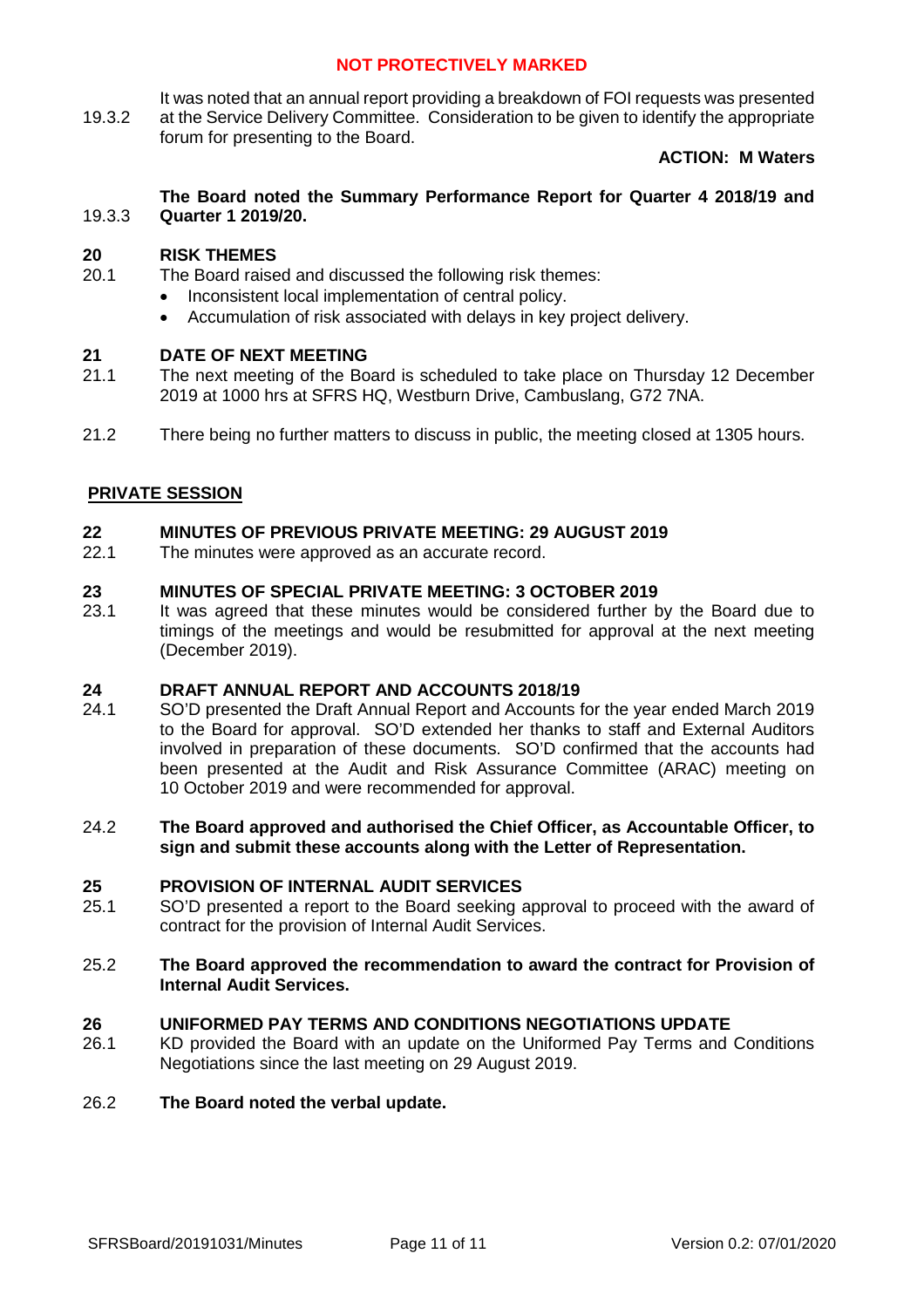19.3.2 It was noted that an annual report providing a breakdown of FOI requests was presented at the Service Delivery Committee. Consideration to be given to identify the appropriate forum for presenting to the Board.

**ACTION: M Waters**

19.3.3 **The Board noted the Summary Performance Report for Quarter 4 2018/19 and Quarter 1 2019/20.**

## 20 RISK THEMES

20.1 The Board raised and discussed the following risk themes:

- Inconsistent local implementation of central policy.
- Accumulation of risk associated with delays in key project delivery.

## 21 DATE OF NEXT MEETING

21.1 The next meeting of the Board is scheduled to take place on Thursday 12 December 2019 at 1000 hrs at SFRS HQ, Westburn Drive, Cambuslang, G72 7NA.

21.2 There being no further matters to discuss in public, the meeting closed at 1305 hours.

## PRIVATE SESSION

## 22 MINUTES OF PREVIOUS PRIVATE MEETING: 29 AUGUST 2019

22.1 The minutes were approved as an accurate record.

## 23 MINUTES OF SPECIAL PRIVATE MEETING: 3 OCTOBER 2019

23.1 It was agreed that these minutes would be considered further by the Board due to timings of the meetings and would be resubmitted for approval at the next meeting (December 2019).

## 24 DRAFT ANNUAL REPORT AND ACCOUNTS 2018/19

24.1 SO'D presented the Draft Annual Report and Accounts for the year ended March 2019 to the Board for approval. SO'D extended her thanks to staff and External Auditors involved in preparation of these documents. SO'D confirmed that the accounts had been presented at the Audit and Risk Assurance Committee (ARAC) meeting on 10 October 2019 and were recommended for approval.

24.2 **The Board approved and authorised the Chief Officer, as Accountable Officer, to sign and submit these accounts along with the Letter of Representation.**

## 25 PROVISION OF INTERNAL AUDIT SERVICES

25.1 SO'D presented a report to the Board seeking approval to proceed with the award of contract for the provision of Internal Audit Services.

25.2 **The Board approved the recommendation to award the contract for Provision of Internal Audit Services.**

## 26 UNIFORMED PAY TERMS AND CONDITIONS NEGOTIATIONS UPDATE

26.1 KD provided the Board with an update on the Uniformed Pay Terms and Conditions Negotiations since the last meeting on 29 August 2019.

26.2 **The Board noted the verbal update.**